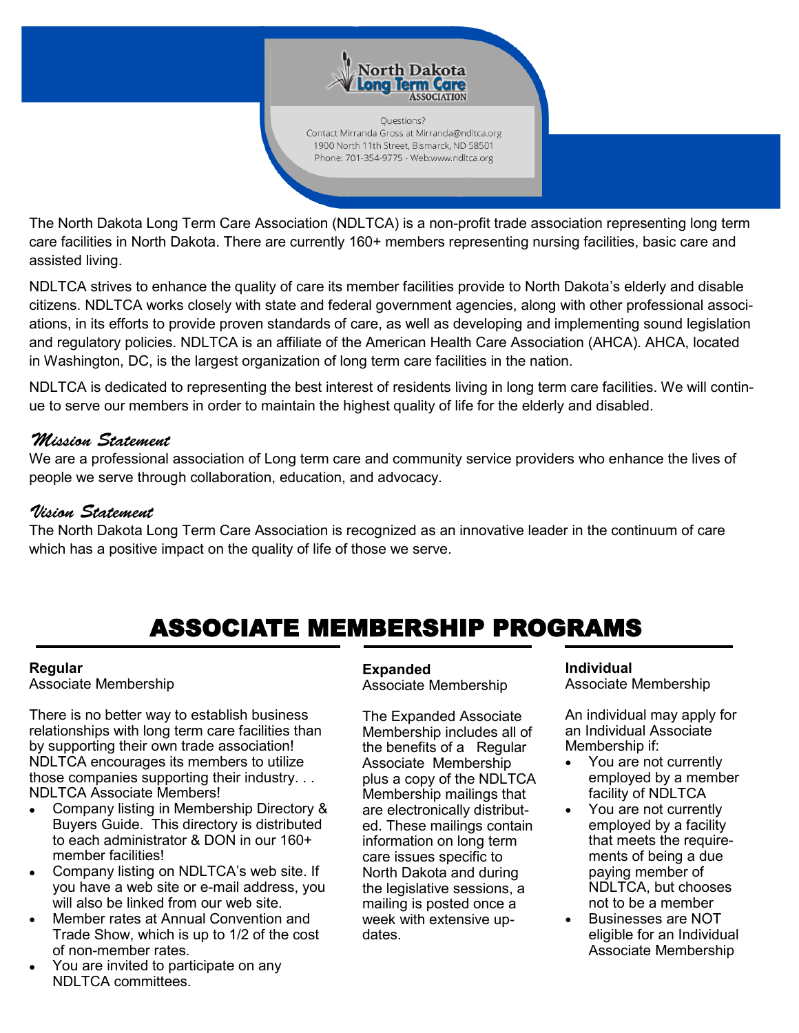North Dakota Long Term Care ASSOCIATION

Questions?
Contact Mirranda Gross at Mirranda@ndltca.org
1900 North 11th Street, Bismarck, ND 58501
Phone: 701-354-9775 - Web:www.ndltca.org

The North Dakota Long Term Care Association (NDLTCA) is a non-profit trade association representing long term care facilities in North Dakota. There are currently 160+ members representing nursing facilities, basic care and assisted living.

NDLTCA strives to enhance the quality of care its member facilities provide to North Dakota's elderly and disable citizens. NDLTCA works closely with state and federal government agencies, along with other professional associations, in its efforts to provide proven standards of care, as well as developing and implementing sound legislation and regulatory policies. NDLTCA is an affiliate of the American Health Care Association (AHCA). AHCA, located in Washington, DC, is the largest organization of long term care facilities in the nation.

NDLTCA is dedicated to representing the best interest of residents living in long term care facilities. We will continue to serve our members in order to maintain the highest quality of life for the elderly and disabled.

## *Mission Statement*

We are a professional association of Long term care and community service providers who enhance the lives of people we serve through collaboration, education, and advocacy.

## *Vision Statement*

The North Dakota Long Term Care Association is recognized as an innovative leader in the continuum of care which has a positive impact on the quality of life of those we serve.

# ASSOCIATE MEMBERSHIP PROGRAMS

### Regular
Associate Membership

There is no better way to establish business relationships with long term care facilities than by supporting their own trade association! NDLTCA encourages its members to utilize those companies supporting their industry. . . NDLTCA Associate Members!

- Company listing in Membership Directory & Buyers Guide. This directory is distributed to each administrator & DON in our 160+ member facilities!
- Company listing on NDLTCA's web site. If you have a web site or e-mail address, you will also be linked from our web site.
- Member rates at Annual Convention and Trade Show, which is up to 1/2 of the cost of non-member rates.
- You are invited to participate on any NDLTCA committees.

### Expanded
Associate Membership

The Expanded Associate Membership includes all of the benefits of a Regular Associate Membership plus a copy of the NDLTCA Membership mailings that are electronically distributed. These mailings contain information on long term care issues specific to North Dakota and during the legislative sessions, a mailing is posted once a week with extensive updates.

### Individual
Associate Membership

An individual may apply for an Individual Associate Membership if:

- You are not currently employed by a member facility of NDLTCA
- You are not currently employed by a facility that meets the requirements of being a due paying member of NDLTCA, but chooses not to be a member
- Businesses are NOT eligible for an Individual Associate Membership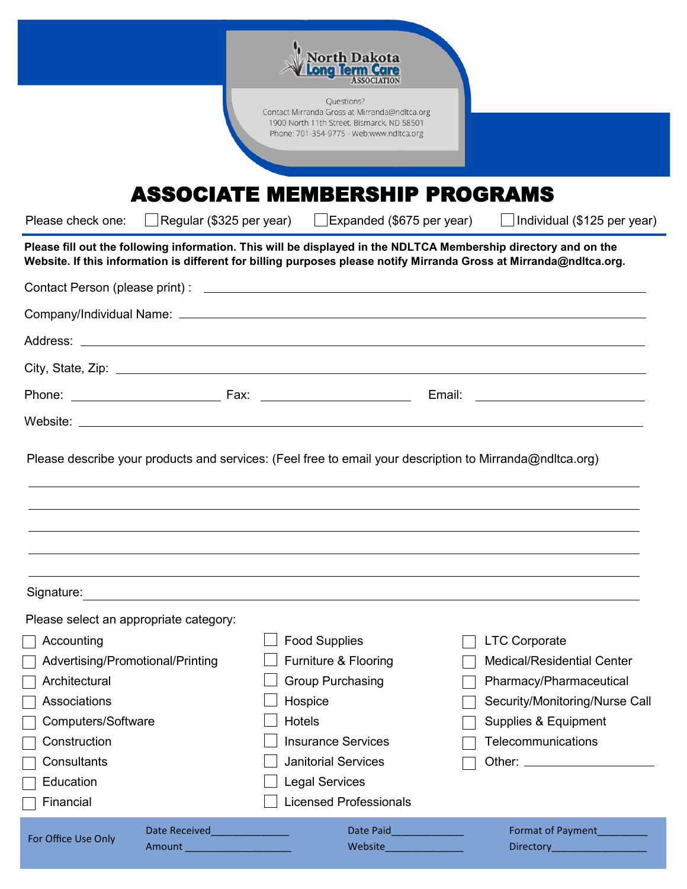North Dakota Long Term Care ASSOCIATION

Questions?
Contact Mirranda Gross at Mirranda@ndltca.org
1900 North 11th Street, Bismarck, ND 58501
Phone: 701-354-9775 - Web:www.ndltca.org

# ASSOCIATE MEMBERSHIP PROGRAMS

Please check one: ☐ Regular ($325 per year) ☐ Expanded ($675 per year) ☐ Individual ($125 per year)

**Please fill out the following information. This will be displayed in the NDLTCA Membership directory and on the Website. If this information is different for billing purposes please notify Mirranda Gross at Mirranda@ndltca.org.**

Contact Person (please print) : ______________________________

Company/Individual Name: ______________________________

Address: ______________________________

City, State, Zip: ______________________________

Phone: ______________ Fax: ______________ Email: ______________

Website: ______________________________

Please describe your products and services: (Feel free to email your description to Mirranda@ndltca.org)

______________________________

______________________________

______________________________

______________________________

______________________________

Signature: ______________________________

Please select an appropriate category:

- ☐ Accounting
- ☐ Advertising/Promotional/Printing
- ☐ Architectural
- ☐ Associations
- ☐ Computers/Software
- ☐ Construction
- ☐ Consultants
- ☐ Education
- ☐ Financial
- ☐ Food Supplies
- ☐ Furniture & Flooring
- ☐ Group Purchasing
- ☐ Hospice
- ☐ Hotels
- ☐ Insurance Services
- ☐ Janitorial Services
- ☐ Legal Services
- ☐ Licensed Professionals
- ☐ LTC Corporate
- ☐ Medical/Residential Center
- ☐ Pharmacy/Pharmaceutical
- ☐ Security/Monitoring/Nurse Call
- ☐ Supplies & Equipment
- ☐ Telecommunications
- ☐ Other: ______________

For Office Use Only

Date Received______________ Date Paid______________ Format of Payment_________

Amount ______________ Website______________ Directory______________